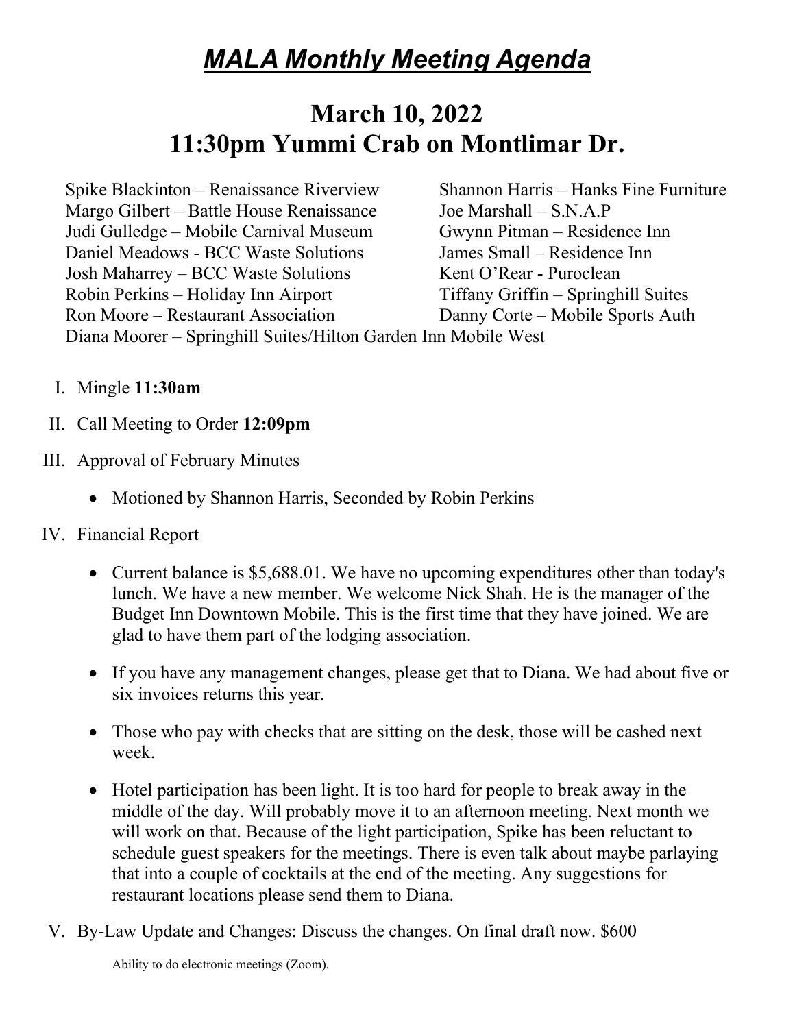# ***MALA Monthly Meeting Agenda***

## March 10, 2022
## 11:30pm Yummi Crab on Montlimar Dr.

Spike Blackinton – Renaissance Riverview
Margo Gilbert – Battle House Renaissance
Judi Gulledge – Mobile Carnival Museum
Daniel Meadows - BCC Waste Solutions
Josh Maharrey – BCC Waste Solutions
Robin Perkins – Holiday Inn Airport
Ron Moore – Restaurant Association
Shannon Harris – Hanks Fine Furniture
Joe Marshall – S.N.A.P
Gwynn Pitman – Residence Inn
James Small – Residence Inn
Kent O'Rear - Puroclean
Tiffany Griffin – Springhill Suites
Danny Corte – Mobile Sports Auth
Diana Moorer – Springhill Suites/Hilton Garden Inn Mobile West

I. Mingle **11:30am**

II. Call Meeting to Order **12:09pm**

III. Approval of February Minutes

   - Motioned by Shannon Harris, Seconded by Robin Perkins

IV. Financial Report

   - Current balance is $5,688.01. We have no upcoming expenditures other than today's lunch. We have a new member. We welcome Nick Shah. He is the manager of the Budget Inn Downtown Mobile. This is the first time that they have joined. We are glad to have them part of the lodging association.

   - If you have any management changes, please get that to Diana. We had about five or six invoices returns this year.

   - Those who pay with checks that are sitting on the desk, those will be cashed next week.

   - Hotel participation has been light. It is too hard for people to break away in the middle of the day. Will probably move it to an afternoon meeting. Next month we will work on that. Because of the light participation, Spike has been reluctant to schedule guest speakers for the meetings. There is even talk about maybe parlaying that into a couple of cocktails at the end of the meeting. Any suggestions for restaurant locations please send them to Diana.

V. By-Law Update and Changes: Discuss the changes. On final draft now. $600

   Ability to do electronic meetings (Zoom).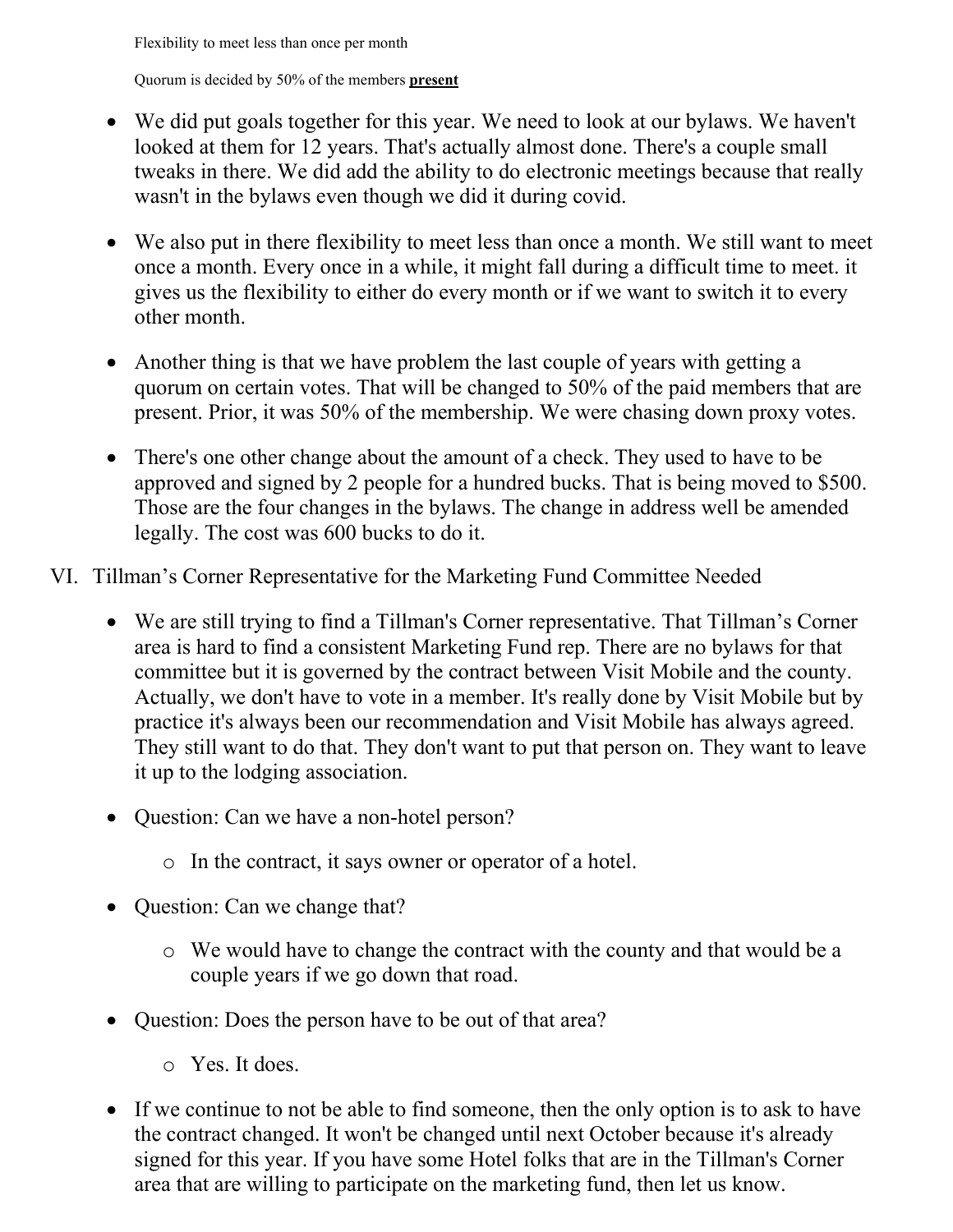Flexibility to meet less than once per month

Quorum is decided by 50% of the members **present**

- We did put goals together for this year. We need to look at our bylaws. We haven't looked at them for 12 years. That's actually almost done. There's a couple small tweaks in there. We did add the ability to do electronic meetings because that really wasn't in the bylaws even though we did it during covid.

- We also put in there flexibility to meet less than once a month. We still want to meet once a month. Every once in a while, it might fall during a difficult time to meet. it gives us the flexibility to either do every month or if we want to switch it to every other month.

- Another thing is that we have problem the last couple of years with getting a quorum on certain votes. That will be changed to 50% of the paid members that are present. Prior, it was 50% of the membership. We were chasing down proxy votes.

- There's one other change about the amount of a check. They used to have to be approved and signed by 2 people for a hundred bucks. That is being moved to $500. Those are the four changes in the bylaws. The change in address well be amended legally. The cost was 600 bucks to do it.

VI. Tillman's Corner Representative for the Marketing Fund Committee Needed

- We are still trying to find a Tillman's Corner representative. That Tillman's Corner area is hard to find a consistent Marketing Fund rep. There are no bylaws for that committee but it is governed by the contract between Visit Mobile and the county. Actually, we don't have to vote in a member. It's really done by Visit Mobile but by practice it's always been our recommendation and Visit Mobile has always agreed. They still want to do that. They don't want to put that person on. They want to leave it up to the lodging association.

- Question: Can we have a non-hotel person?
  - In the contract, it says owner or operator of a hotel.

- Question: Can we change that?
  - We would have to change the contract with the county and that would be a couple years if we go down that road.

- Question: Does the person have to be out of that area?
  - Yes. It does.

- If we continue to not be able to find someone, then the only option is to ask to have the contract changed. It won't be changed until next October because it's already signed for this year. If you have some Hotel folks that are in the Tillman's Corner area that are willing to participate on the marketing fund, then let us know.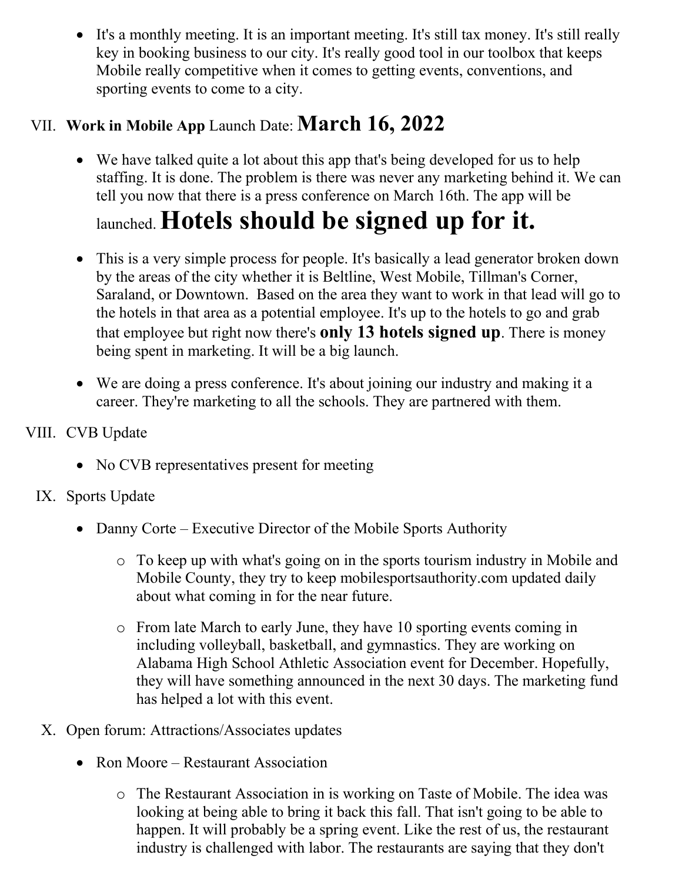- It's a monthly meeting. It is an important meeting. It's still tax money. It's still really key in booking business to our city. It's really good tool in our toolbox that keeps Mobile really competitive when it comes to getting events, conventions, and sporting events to come to a city.

VII. **Work in Mobile App** Launch Date: **March 16, 2022**

- We have talked quite a lot about this app that's being developed for us to help staffing. It is done. The problem is there was never any marketing behind it. We can tell you now that there is a press conference on March 16th. The app will be launched. **Hotels should be signed up for it.**
- This is a very simple process for people. It's basically a lead generator broken down by the areas of the city whether it is Beltline, West Mobile, Tillman's Corner, Saraland, or Downtown. Based on the area they want to work in that lead will go to the hotels in that area as a potential employee. It's up to the hotels to go and grab that employee but right now there's **only 13 hotels signed up**. There is money being spent in marketing. It will be a big launch.
- We are doing a press conference. It's about joining our industry and making it a career. They're marketing to all the schools. They are partnered with them.

VIII. CVB Update

- No CVB representatives present for meeting

IX. Sports Update

- Danny Corte – Executive Director of the Mobile Sports Authority
  - To keep up with what's going on in the sports tourism industry in Mobile and Mobile County, they try to keep mobilesportsauthority.com updated daily about what coming in for the near future.
  - From late March to early June, they have 10 sporting events coming in including volleyball, basketball, and gymnastics. They are working on Alabama High School Athletic Association event for December. Hopefully, they will have something announced in the next 30 days. The marketing fund has helped a lot with this event.

X. Open forum: Attractions/Associates updates

- Ron Moore – Restaurant Association
  - The Restaurant Association in is working on Taste of Mobile. The idea was looking at being able to bring it back this fall. That isn't going to be able to happen. It will probably be a spring event. Like the rest of us, the restaurant industry is challenged with labor. The restaurants are saying that they don't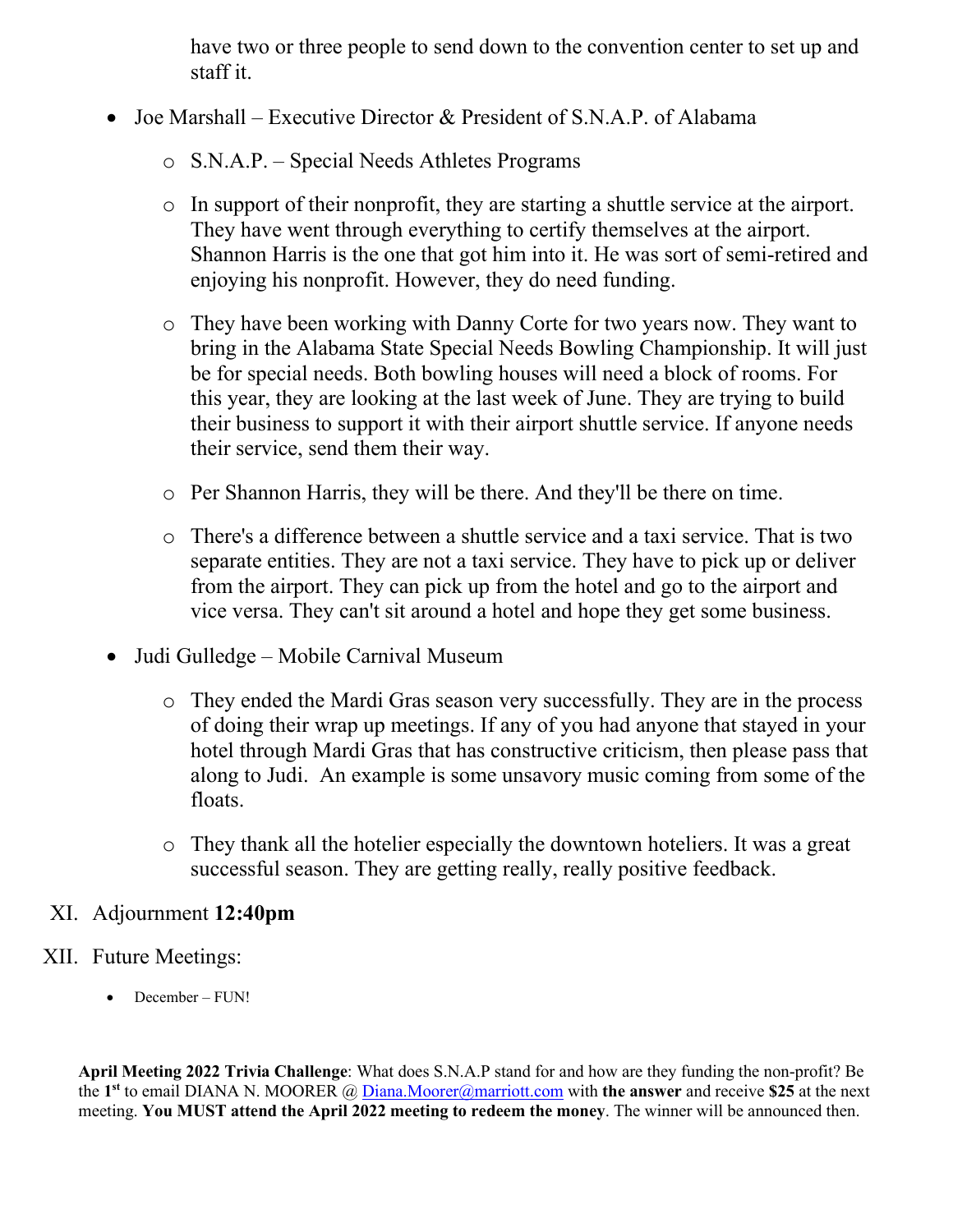have two or three people to send down to the convention center to set up and staff it.

- Joe Marshall – Executive Director & President of S.N.A.P. of Alabama
  - S.N.A.P. – Special Needs Athletes Programs
  - In support of their nonprofit, they are starting a shuttle service at the airport. They have went through everything to certify themselves at the airport. Shannon Harris is the one that got him into it. He was sort of semi-retired and enjoying his nonprofit. However, they do need funding.
  - They have been working with Danny Corte for two years now. They want to bring in the Alabama State Special Needs Bowling Championship. It will just be for special needs. Both bowling houses will need a block of rooms. For this year, they are looking at the last week of June. They are trying to build their business to support it with their airport shuttle service. If anyone needs their service, send them their way.
  - Per Shannon Harris, they will be there. And they'll be there on time.
  - There's a difference between a shuttle service and a taxi service. That is two separate entities. They are not a taxi service. They have to pick up or deliver from the airport. They can pick up from the hotel and go to the airport and vice versa. They can't sit around a hotel and hope they get some business.
- Judi Gulledge – Mobile Carnival Museum
  - They ended the Mardi Gras season very successfully. They are in the process of doing their wrap up meetings. If any of you had anyone that stayed in your hotel through Mardi Gras that has constructive criticism, then please pass that along to Judi. An example is some unsavory music coming from some of the floats.
  - They thank all the hotelier especially the downtown hoteliers. It was a great successful season. They are getting really, really positive feedback.

XI. Adjournment **12:40pm**

XII. Future Meetings:

- December – FUN!

**April Meeting 2022 Trivia Challenge**: What does S.N.A.P stand for and how are they funding the non-profit? Be the **1st** to email DIANA N. MOORER @ Diana.Moorer@marriott.com with **the answer** and receive **$25** at the next meeting. **You MUST attend the April 2022 meeting to redeem the money**. The winner will be announced then.